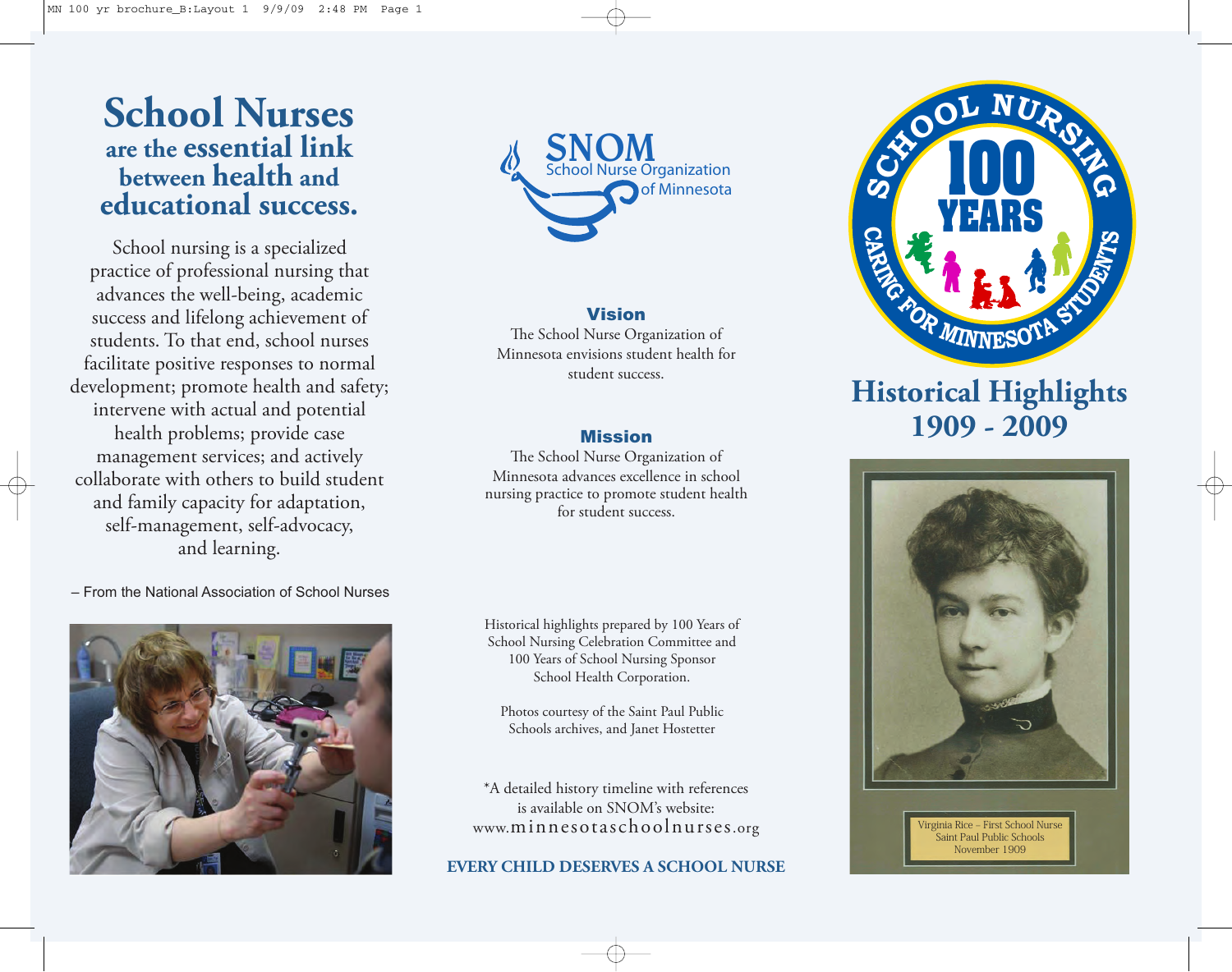# School Nurses are the essential link between health and educational success.

School nursing is a specialized practice of professional nursing that advances the well-being, academic success and lifelong achievement of students. To that end, school nurses facilitate positive responses to normal development; promote health and safety; intervene with actual and potential health problems; provide case management services; and actively collaborate with others to build student and family capacity for adaptation, self-management, self-advocacy, and learning.

– From the National Association of School Nurses

SNOM School Nurse Organization of Minnesota

### Vision

The School Nurse Organization of Minnesota envisions student health for student success.

### Mission

The School Nurse Organization of Minnesota advances excellence in school nursing practice to promote student health for student success.

Historical highlights prepared by 100 Years of School Nursing Celebration Committee and 100 Years of School Nursing Sponsor School Health Corporation.

Photos courtesy of the Saint Paul Public Schools archives, and Janet Hostetter

*A detailed history timeline with references is available on SNOM's website: www.minnesotaschoolnurses.org

**EVERY CHILD DESERVES A SCHOOL NURSE**

SCHOOL NURSING 100 YEARS CARING FOR MINNESOTA STUDENTS

# Historical Highlights 1909 - 2009

Virginia Rice – First School Nurse
Saint Paul Public Schools
November 1909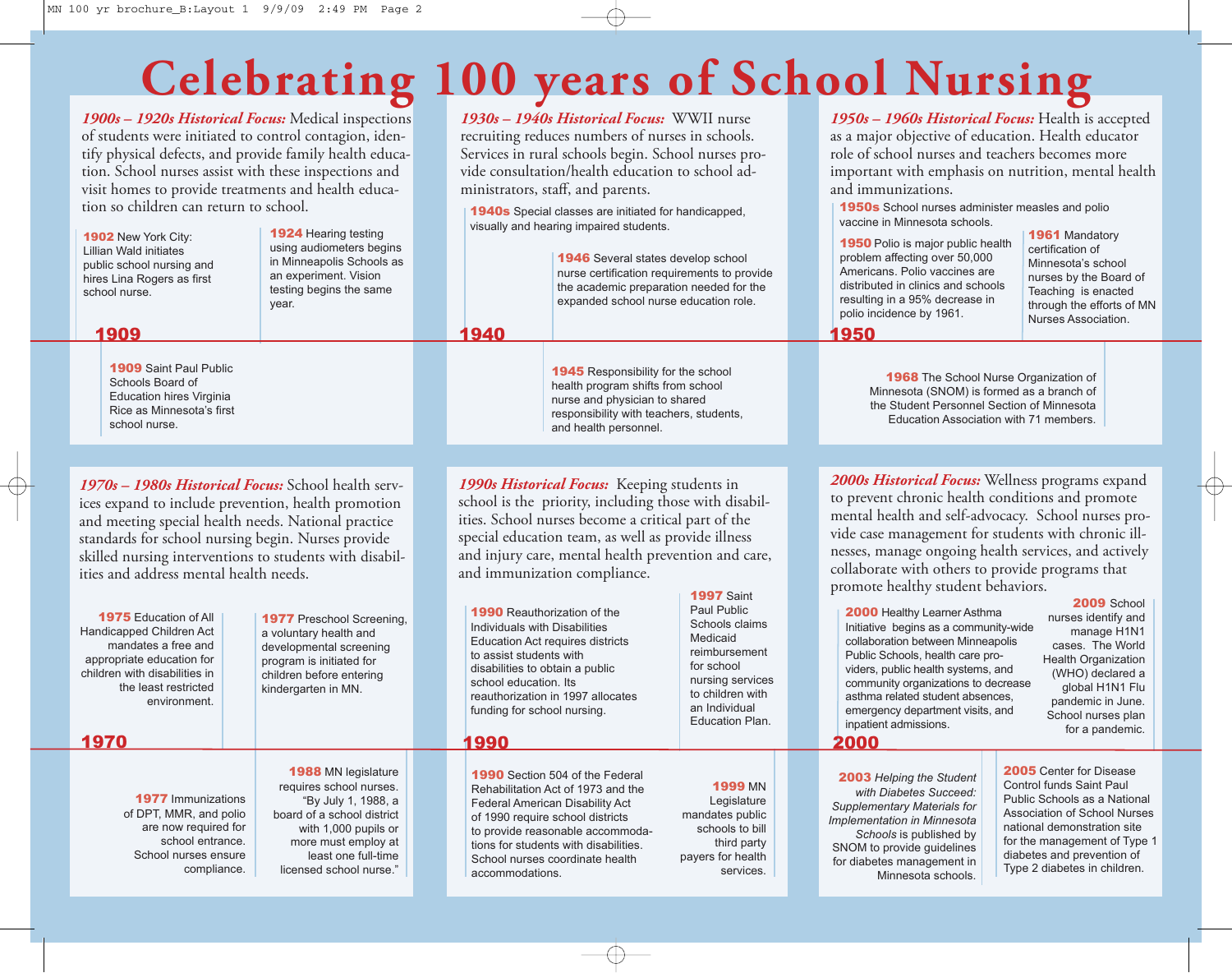# Celebrating 100 years of School Nursing

*1900s – 1920s Historical Focus:* Medical inspections of students were initiated to control contagion, identify physical defects, and provide family health education. School nurses assist with these inspections and visit homes to provide treatments and health education so children can return to school.

**1902** New York City: Lillian Wald initiates public school nursing and hires Lina Rogers as first school nurse.

**1924** Hearing testing using audiometers begins in Minneapolis Schools as an experiment. Vision testing begins the same year.

## 1909

**1909** Saint Paul Public Schools Board of Education hires Virginia Rice as Minnesota's first school nurse.

*1930s – 1940s Historical Focus:* WWII nurse recruiting reduces numbers of nurses in schools. Services in rural schools begin. School nurses provide consultation/health education to school administrators, staff, and parents.

**1940s** Special classes are initiated for handicapped, visually and hearing impaired students.

**1946** Several states develop school nurse certification requirements to provide the academic preparation needed for the expanded school nurse education role.

## 1940

**1945** Responsibility for the school health program shifts from school nurse and physician to shared responsibility with teachers, students, and health personnel.

*1950s – 1960s Historical Focus:* Health is accepted as a major objective of education. Health educator role of school nurses and teachers becomes more important with emphasis on nutrition, mental health and immunizations.

**1950s** School nurses administer measles and polio vaccine in Minnesota schools.

**1950** Polio is major public health problem affecting over 50,000 Americans. Polio vaccines are distributed in clinics and schools resulting in a 95% decrease in polio incidence by 1961.

**1961** Mandatory certification of Minnesota's school nurses by the Board of Teaching is enacted through the efforts of MN Nurses Association.

## 1950

**1968** The School Nurse Organization of Minnesota (SNOM) is formed as a branch of the Student Personnel Section of Minnesota Education Association with 71 members.

*1970s – 1980s Historical Focus:* School health services expand to include prevention, health promotion and meeting special health needs. National practice standards for school nursing begin. Nurses provide skilled nursing interventions to students with disabilities and address mental health needs.

**1975** Education of All Handicapped Children Act mandates a free and appropriate education for children with disabilities in the least restricted environment.

**1977** Preschool Screening, a voluntary health and developmental screening program is initiated for children before entering kindergarten in MN.

## 1970

**1977** Immunizations of DPT, MMR, and polio are now required for school entrance. School nurses ensure compliance.

**1988** MN legislature requires school nurses. "By July 1, 1988, a board of a school district with 1,000 pupils or more must employ at least one full-time licensed school nurse."

*1990s Historical Focus:* Keeping students in school is the priority, including those with disabilities. School nurses become a critical part of the special education team, as well as provide illness and injury care, mental health prevention and care, and immunization compliance.

**1990** Reauthorization of the Individuals with Disabilities Education Act requires districts to assist students with disabilities to obtain a public school education. Its reauthorization in 1997 allocates funding for school nursing.

**1997** Saint Paul Public Schools claims Medicaid reimbursement for school nursing services to children with an Individual Education Plan.

## 1990

**1990** Section 504 of the Federal Rehabilitation Act of 1973 and the Federal American Disability Act of 1990 require school districts to provide reasonable accommodations for students with disabilities. School nurses coordinate health accommodations.

**1999** MN Legislature mandates public schools to bill third party payers for health services.

*2000s Historical Focus:* Wellness programs expand to prevent chronic health conditions and promote mental health and self-advocacy. School nurses provide case management for students with chronic illnesses, manage ongoing health services, and actively collaborate with others to provide programs that promote healthy student behaviors.

**2000** Healthy Learner Asthma Initiative begins as a community-wide collaboration between Minneapolis Public Schools, health care providers, public health systems, and community organizations to decrease asthma related student absences, emergency department visits, and inpatient admissions.

**2009** School nurses identify and manage H1N1 cases. The World Health Organization (WHO) declared a global H1N1 Flu pandemic in June. School nurses plan for a pandemic.

## 2000

**2003** *Helping the Student with Diabetes Succeed: Supplementary Materials for Implementation in Minnesota Schools* is published by SNOM to provide guidelines for diabetes management in Minnesota schools.

**2005** Center for Disease Control funds Saint Paul Public Schools as a National Association of School Nurses national demonstration site for the management of Type 1 diabetes and prevention of Type 2 diabetes in children.